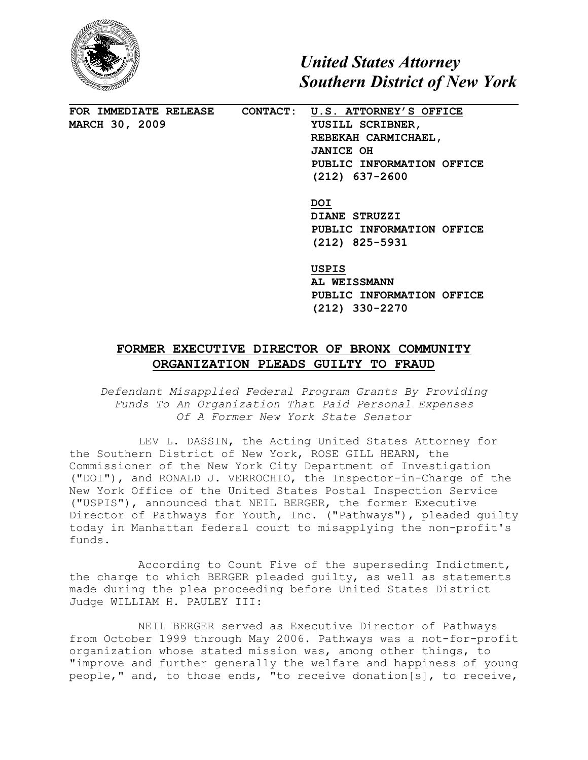# *United States Attorney*
# *Southern District of New York*

**FOR IMMEDIATE RELEASE**
**MARCH 30, 2009**

**CONTACT:** **U.S. ATTORNEY'S OFFICE**
**YUSILL SCRIBNER,**
**REBEKAH CARMICHAEL,**
**JANICE OH**
**PUBLIC INFORMATION OFFICE**
**(212) 637-2600**

**DOI**
**DIANE STRUZZI**
**PUBLIC INFORMATION OFFICE**
**(212) 825-5931**

**USPIS**
**AL WEISSMANN**
**PUBLIC INFORMATION OFFICE**
**(212) 330-2270**

## FORMER EXECUTIVE DIRECTOR OF BRONX COMMUNITY ORGANIZATION PLEADS GUILTY TO FRAUD

*Defendant Misapplied Federal Program Grants By Providing Funds To An Organization That Paid Personal Expenses Of A Former New York State Senator*

LEV L. DASSIN, the Acting United States Attorney for the Southern District of New York, ROSE GILL HEARN, the Commissioner of the New York City Department of Investigation ("DOI"), and RONALD J. VERROCHIO, the Inspector-in-Charge of the New York Office of the United States Postal Inspection Service ("USPIS"), announced that NEIL BERGER, the former Executive Director of Pathways for Youth, Inc. ("Pathways"), pleaded guilty today in Manhattan federal court to misapplying the non-profit's funds.

According to Count Five of the superseding Indictment, the charge to which BERGER pleaded guilty, as well as statements made during the plea proceeding before United States District Judge WILLIAM H. PAULEY III:

NEIL BERGER served as Executive Director of Pathways from October 1999 through May 2006. Pathways was a not-for-profit organization whose stated mission was, among other things, to "improve and further generally the welfare and happiness of young people," and, to those ends, "to receive donation[s], to receive,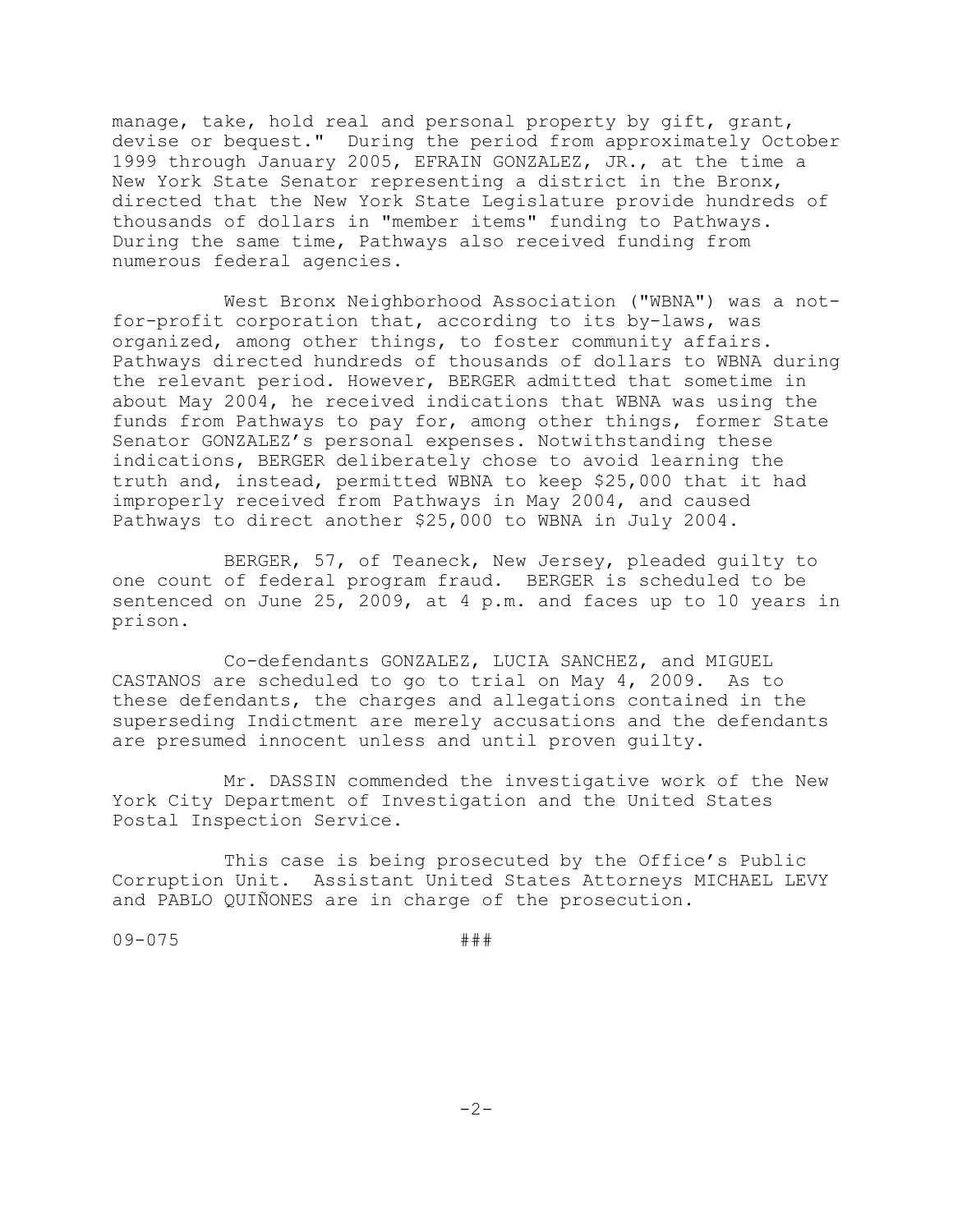manage, take, hold real and personal property by gift, grant, devise or bequest." During the period from approximately October 1999 through January 2005, EFRAIN GONZALEZ, JR., at the time a New York State Senator representing a district in the Bronx, directed that the New York State Legislature provide hundreds of thousands of dollars in "member items" funding to Pathways. During the same time, Pathways also received funding from numerous federal agencies.

West Bronx Neighborhood Association ("WBNA") was a not-for-profit corporation that, according to its by-laws, was organized, among other things, to foster community affairs. Pathways directed hundreds of thousands of dollars to WBNA during the relevant period. However, BERGER admitted that sometime in about May 2004, he received indications that WBNA was using the funds from Pathways to pay for, among other things, former State Senator GONZALEZ's personal expenses. Notwithstanding these indications, BERGER deliberately chose to avoid learning the truth and, instead, permitted WBNA to keep $25,000 that it had improperly received from Pathways in May 2004, and caused Pathways to direct another $25,000 to WBNA in July 2004.

BERGER, 57, of Teaneck, New Jersey, pleaded guilty to one count of federal program fraud. BERGER is scheduled to be sentenced on June 25, 2009, at 4 p.m. and faces up to 10 years in prison.

Co-defendants GONZALEZ, LUCIA SANCHEZ, and MIGUEL CASTANOS are scheduled to go to trial on May 4, 2009. As to these defendants, the charges and allegations contained in the superseding Indictment are merely accusations and the defendants are presumed innocent unless and until proven guilty.

Mr. DASSIN commended the investigative work of the New York City Department of Investigation and the United States Postal Inspection Service.

This case is being prosecuted by the Office's Public Corruption Unit. Assistant United States Attorneys MICHAEL LEVY and PABLO QUIÑONES are in charge of the prosecution.

09-075 ###